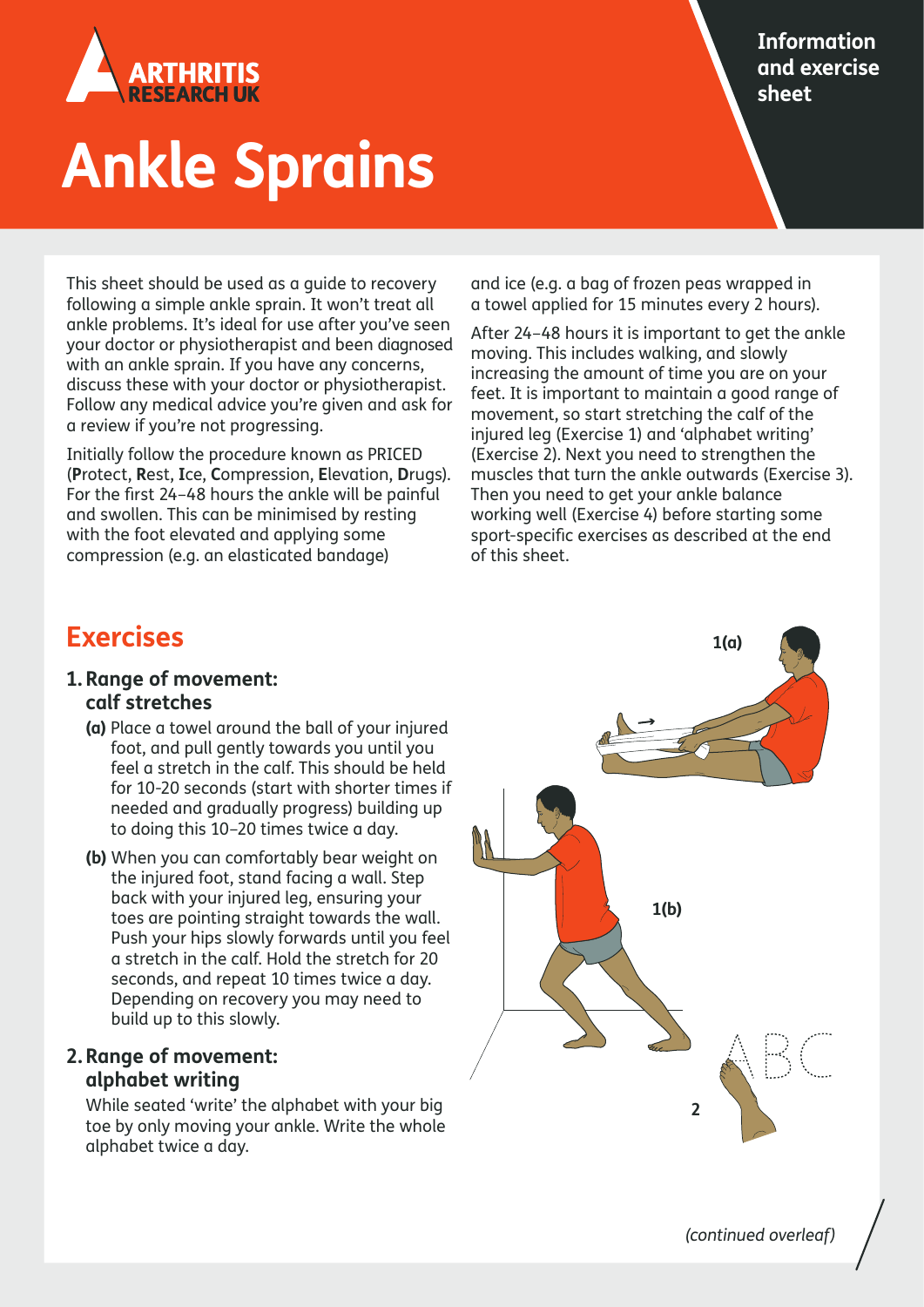ARTHRITIS RESEARCH UK

Information and exercise sheet

# Ankle Sprains

This sheet should be used as a guide to recovery following a simple ankle sprain. It won't treat all ankle problems. It's ideal for use after you've seen your doctor or physiotherapist and been diagnosed with an ankle sprain. If you have any concerns, discuss these with your doctor or physiotherapist. Follow any medical advice you're given and ask for a review if you're not progressing.

Initially follow the procedure known as PRICED (**P**rotect, **R**est, **I**ce, **C**ompression, **E**levation, **D**rugs). For the first 24–48 hours the ankle will be painful and swollen. This can be minimised by resting with the foot elevated and applying some compression (e.g. an elasticated bandage) and ice (e.g. a bag of frozen peas wrapped in a towel applied for 15 minutes every 2 hours).

After 24–48 hours it is important to get the ankle moving. This includes walking, and slowly increasing the amount of time you are on your feet. It is important to maintain a good range of movement, so start stretching the calf of the injured leg (Exercise 1) and 'alphabet writing' (Exercise 2). Next you need to strengthen the muscles that turn the ankle outwards (Exercise 3). Then you need to get your ankle balance working well (Exercise 4) before starting some sport-specific exercises as described at the end of this sheet.

## Exercises

### 1. Range of movement: calf stretches

**(a)** Place a towel around the ball of your injured foot, and pull gently towards you until you feel a stretch in the calf. This should be held for 10-20 seconds (start with shorter times if needed and gradually progress) building up to doing this 10–20 times twice a day.

**(b)** When you can comfortably bear weight on the injured foot, stand facing a wall. Step back with your injured leg, ensuring your toes are pointing straight towards the wall. Push your hips slowly forwards until you feel a stretch in the calf. Hold the stretch for 20 seconds, and repeat 10 times twice a day. Depending on recovery you may need to build up to this slowly.

### 2. Range of movement: alphabet writing

While seated 'write' the alphabet with your big toe by only moving your ankle. Write the whole alphabet twice a day.

1(a)

1(b)

2

*(continued overleaf)*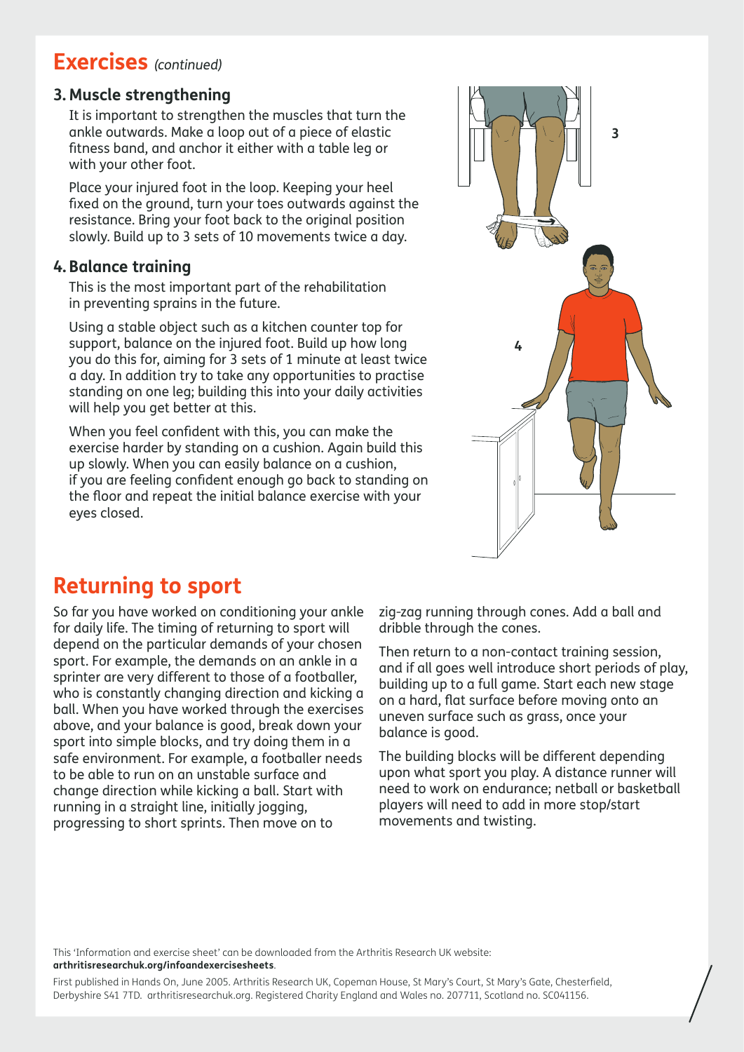## Exercises *(continued)*

### 3. Muscle strengthening

It is important to strengthen the muscles that turn the ankle outwards. Make a loop out of a piece of elastic fitness band, and anchor it either with a table leg or with your other foot.

Place your injured foot in the loop. Keeping your heel fixed on the ground, turn your toes outwards against the resistance. Bring your foot back to the original position slowly. Build up to 3 sets of 10 movements twice a day.

### 4. Balance training

This is the most important part of the rehabilitation in preventing sprains in the future.

Using a stable object such as a kitchen counter top for support, balance on the injured foot. Build up how long you do this for, aiming for 3 sets of 1 minute at least twice a day. In addition try to take any opportunities to practise standing on one leg; building this into your daily activities will help you get better at this.

When you feel confident with this, you can make the exercise harder by standing on a cushion. Again build this up slowly. When you can easily balance on a cushion, if you are feeling confident enough go back to standing on the floor and repeat the initial balance exercise with your eyes closed.

3

4

## Returning to sport

So far you have worked on conditioning your ankle for daily life. The timing of returning to sport will depend on the particular demands of your chosen sport. For example, the demands on an ankle in a sprinter are very different to those of a footballer, who is constantly changing direction and kicking a ball. When you have worked through the exercises above, and your balance is good, break down your sport into simple blocks, and try doing them in a safe environment. For example, a footballer needs to be able to run on an unstable surface and change direction while kicking a ball. Start with running in a straight line, initially jogging, progressing to short sprints. Then move on to zig-zag running through cones. Add a ball and dribble through the cones.

Then return to a non-contact training session, and if all goes well introduce short periods of play, building up to a full game. Start each new stage on a hard, flat surface before moving onto an uneven surface such as grass, once your balance is good.

The building blocks will be different depending upon what sport you play. A distance runner will need to work on endurance; netball or basketball players will need to add in more stop/start movements and twisting.

This 'Information and exercise sheet' can be downloaded from the Arthritis Research UK website: **arthritisresearchuk.org/infoandexercisesheets**.

First published in Hands On, June 2005. Arthritis Research UK, Copeman House, St Mary's Court, St Mary's Gate, Chesterfield, Derbyshire S41 7TD. arthritisresearchuk.org. Registered Charity England and Wales no. 207711, Scotland no. SC041156.